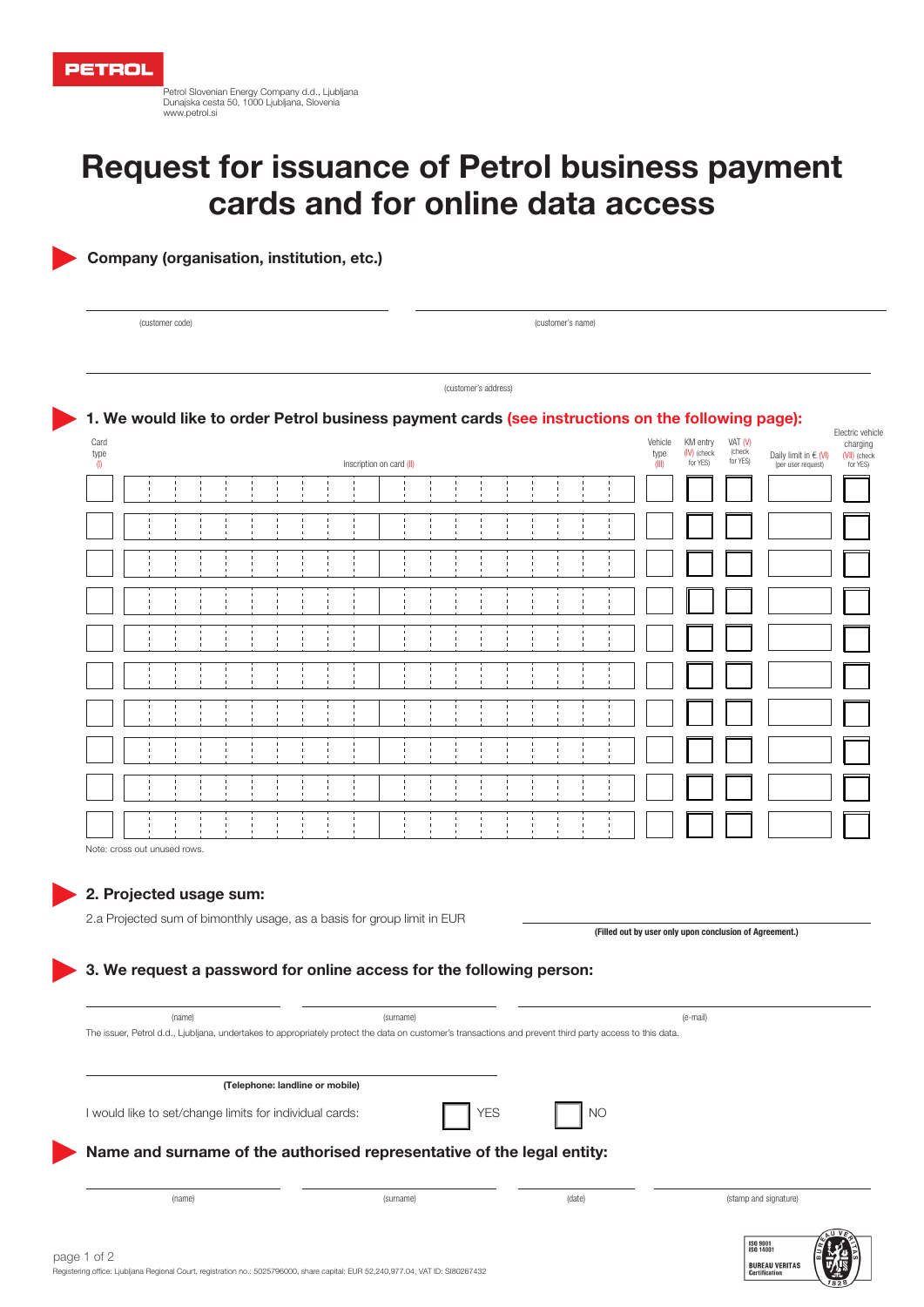PETROL

Petrol Slovenian Energy Company d.d., Ljubljana
Dunajska cesta 50, 1000 Ljubljana, Slovenia
www.petrol.si

# Request for issuance of Petrol business payment cards and for online data access

## Company (organisation, institution, etc.)

(customer code) (customer's name)

(customer's address)

## 1. We would like to order Petrol business payment cards (see instructions on the following page):

| Card type (I) | Inscription on card (II) | Vehicle type (III) | KM entry (IV) (check for YES) | VAT (V) (check for YES) | Daily limit in € (VI) (per user request) | Electric vehicle charging (VII) (check for YES) |
|---|---|---|---|---|---|---|
| | | | | | | |
| | | | | | | |
| | | | | | | |
| | | | | | | |
| | | | | | | |
| | | | | | | |
| | | | | | | |
| | | | | | | |
| | | | | | | |
| | | | | | | |

Note: cross out unused rows.

## 2. Projected usage sum:

2.a Projected sum of bimonthly usage, as a basis for group limit in EUR

**(Filled out by user only upon conclusion of Agreement.)**

## 3. We request a password for online access for the following person:

(name) (surname) (e-mail)

The issuer, Petrol d.d., Ljubljana, undertakes to appropriately protect the data on customer's transactions and prevent third party access to this data.

**(Telephone: landline or mobile)**

I would like to set/change limits for individual cards: ☐ YES ☐ NO

## Name and surname of the authorised representative of the legal entity:

(name) (surname) (date) (stamp and signature)

Registering office: Ljubljana Regional Court, registration no.: 5025796000, share capital: EUR 52,240,977.04, VAT ID: SI80267432

ISO 9001 ISO 14001 BUREAU VERITAS Certification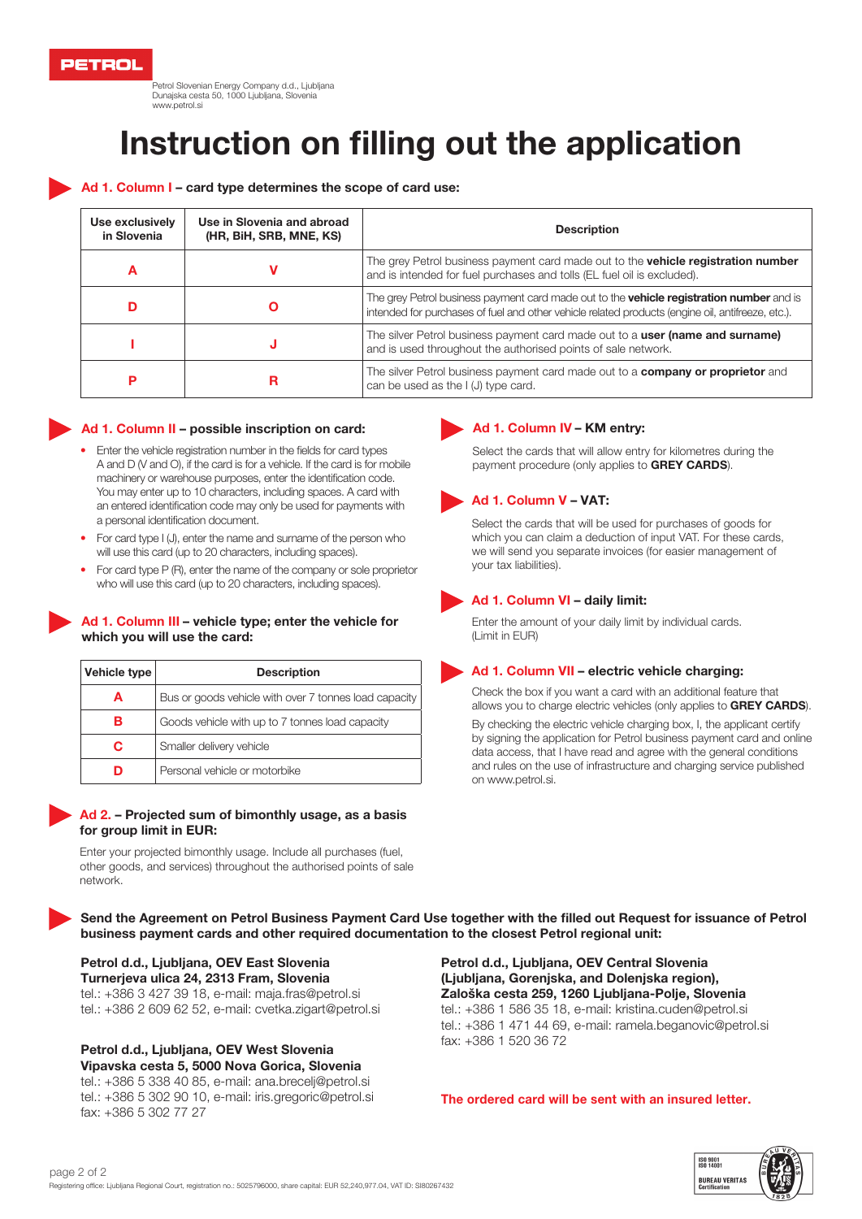PETROL

Petrol Slovenian Energy Company d.d., Ljubljana
Dunajska cesta 50, 1000 Ljubljana, Slovenia
www.petrol.si

# Instruction on filling out the application

### Ad 1. Column I – card type determines the scope of card use:

| Use exclusively in Slovenia | Use in Slovenia and abroad (HR, BiH, SRB, MNE, KS) | Description |
|---|---|---|
| **A** | **V** | The grey Petrol business payment card made out to the **vehicle registration number** and is intended for fuel purchases and tolls (EL fuel oil is excluded). |
| **D** | **O** | The grey Petrol business payment card made out to the **vehicle registration number** and is intended for purchases of fuel and other vehicle related products (engine oil, antifreeze, etc.). |
| **I** | **J** | The silver Petrol business payment card made out to a **user (name and surname)** and is used throughout the authorised points of sale network. |
| **P** | **R** | The silver Petrol business payment card made out to a **company or proprietor** and can be used as the I (J) type card. |

### Ad 1. Column II – possible inscription on card:

- Enter the vehicle registration number in the fields for card types A and D (V and O), if the card is for a vehicle. If the card is for mobile machinery or warehouse purposes, enter the identification code. You may enter up to 10 characters, including spaces. A card with an entered identification code may only be used for payments with a personal identification document.
- For card type I (J), enter the name and surname of the person who will use this card (up to 20 characters, including spaces).
- For card type P (R), enter the name of the company or sole proprietor who will use this card (up to 20 characters, including spaces).

### Ad 1. Column III – vehicle type; enter the vehicle for which you will use the card:

| Vehicle type | Description |
|---|---|
| **A** | Bus or goods vehicle with over 7 tonnes load capacity |
| **B** | Goods vehicle with up to 7 tonnes load capacity |
| **C** | Smaller delivery vehicle |
| **D** | Personal vehicle or motorbike |

### Ad 2. – Projected sum of bimonthly usage, as a basis for group limit in EUR:

Enter your projected bimonthly usage. Include all purchases (fuel, other goods, and services) throughout the authorised points of sale network.

### Ad 1. Column IV – KM entry:

Select the cards that will allow entry for kilometres during the payment procedure (only applies to **GREY CARDS**).

### Ad 1. Column V – VAT:

Select the cards that will be used for purchases of goods for which you can claim a deduction of input VAT. For these cards, we will send you separate invoices (for easier management of your tax liabilities).

### Ad 1. Column VI – daily limit:

Enter the amount of your daily limit by individual cards. (Limit in EUR)

### Ad 1. Column VII – electric vehicle charging:

Check the box if you want a card with an additional feature that allows you to charge electric vehicles (only applies to **GREY CARDS**).

By checking the electric vehicle charging box, I, the applicant certify by signing the application for Petrol business payment card and online data access, that I have read and agree with the general conditions and rules on the use of infrastructure and charging service published on www.petrol.si.

### Send the Agreement on Petrol Business Payment Card Use together with the filled out Request for issuance of Petrol business payment cards and other required documentation to the closest Petrol regional unit:

**Petrol d.d., Ljubljana, OEV East Slovenia**
**Turnerjeva ulica 24, 2313 Fram, Slovenia**
tel.: +386 3 427 39 18, e-mail: maja.fras@petrol.si
tel.: +386 2 609 62 52, e-mail: cvetka.zigart@petrol.si

**Petrol d.d., Ljubljana, OEV West Slovenia**
**Vipavska cesta 5, 5000 Nova Gorica, Slovenia**
tel.: +386 5 338 40 85, e-mail: ana.brecelj@petrol.si
tel.: +386 5 302 90 10, e-mail: iris.gregoric@petrol.si
fax: +386 5 302 77 27

**Petrol d.d., Ljubljana, OEV Central Slovenia**
**(Ljubljana, Gorenjska, and Dolenjska region),**
**Zaloška cesta 259, 1260 Ljubljana-Polje, Slovenia**
tel.: +386 1 586 35 18, e-mail: kristina.cuden@petrol.si
tel.: +386 1 471 44 69, e-mail: ramela.beganovic@petrol.si
fax: +386 1 520 36 72

**The ordered card will be sent with an insured letter.**

Registering office: Ljubljana Regional Court, registration no.: 5025796000, share capital: EUR 52,240,977.04, VAT ID: SI80267432